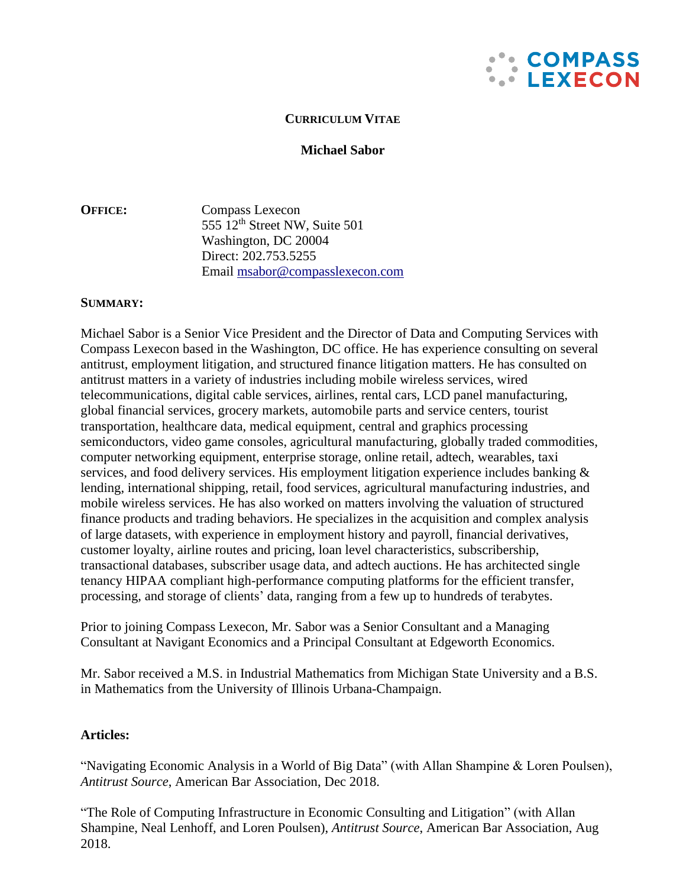# Curriculum Vitae

## Michael Sabor

**Office:** Compass Lexecon
555 12th Street NW, Suite 501
Washington, DC 20004
Direct: 202.753.5255
Email msabor@compasslexecon.com

**Summary:**

Michael Sabor is a Senior Vice President and the Director of Data and Computing Services with Compass Lexecon based in the Washington, DC office. He has experience consulting on several antitrust, employment litigation, and structured finance litigation matters. He has consulted on antitrust matters in a variety of industries including mobile wireless services, wired telecommunications, digital cable services, airlines, rental cars, LCD panel manufacturing, global financial services, grocery markets, automobile parts and service centers, tourist transportation, healthcare data, medical equipment, central and graphics processing semiconductors, video game consoles, agricultural manufacturing, globally traded commodities, computer networking equipment, enterprise storage, online retail, adtech, wearables, taxi services, and food delivery services. His employment litigation experience includes banking & lending, international shipping, retail, food services, agricultural manufacturing industries, and mobile wireless services. He has also worked on matters involving the valuation of structured finance products and trading behaviors. He specializes in the acquisition and complex analysis of large datasets, with experience in employment history and payroll, financial derivatives, customer loyalty, airline routes and pricing, loan level characteristics, subscribership, transactional databases, subscriber usage data, and adtech auctions. He has architected single tenancy HIPAA compliant high-performance computing platforms for the efficient transfer, processing, and storage of clients' data, ranging from a few up to hundreds of terabytes.

Prior to joining Compass Lexecon, Mr. Sabor was a Senior Consultant and a Managing Consultant at Navigant Economics and a Principal Consultant at Edgeworth Economics.

Mr. Sabor received a M.S. in Industrial Mathematics from Michigan State University and a B.S. in Mathematics from the University of Illinois Urbana-Champaign.

**Articles:**

"Navigating Economic Analysis in a World of Big Data" (with Allan Shampine & Loren Poulsen), *Antitrust Source*, American Bar Association, Dec 2018.

"The Role of Computing Infrastructure in Economic Consulting and Litigation" (with Allan Shampine, Neal Lenhoff, and Loren Poulsen), *Antitrust Source*, American Bar Association, Aug 2018.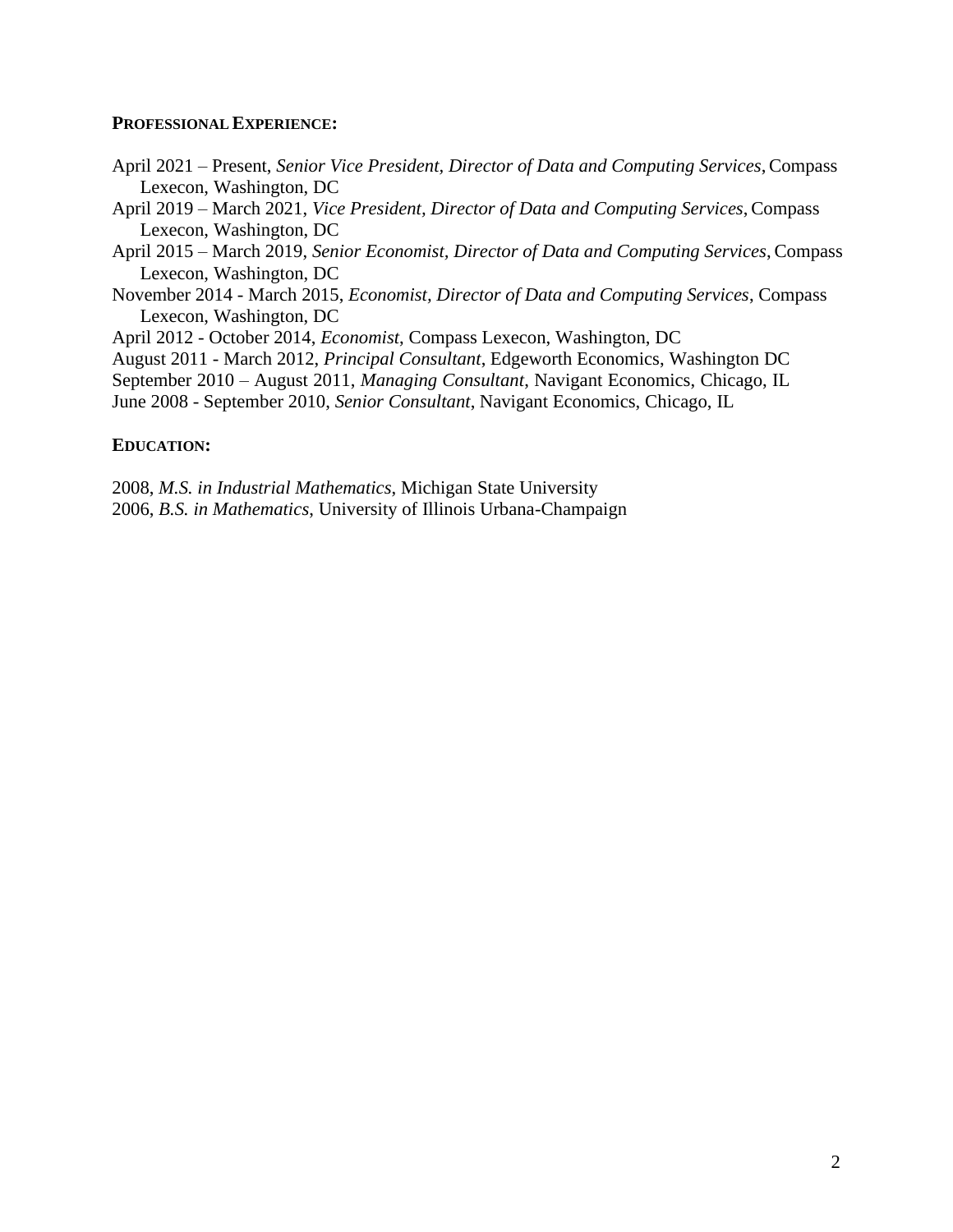**PROFESSIONAL EXPERIENCE:**

April 2021 – Present, *Senior Vice President, Director of Data and Computing Services,* Compass Lexecon, Washington, DC
April 2019 – March 2021, *Vice President, Director of Data and Computing Services*, Compass Lexecon, Washington, DC
April 2015 – March 2019, *Senior Economist, Director of Data and Computing Services*, Compass Lexecon, Washington, DC
November 2014 - March 2015, *Economist, Director of Data and Computing Services*, Compass Lexecon, Washington, DC
April 2012 - October 2014, *Economist*, Compass Lexecon, Washington, DC
August 2011 - March 2012, *Principal Consultant*, Edgeworth Economics, Washington DC
September 2010 – August 2011, *Managing Consultant*, Navigant Economics, Chicago, IL
June 2008 - September 2010, *Senior Consultant*, Navigant Economics, Chicago, IL

**EDUCATION:**

2008, *M.S. in Industrial Mathematics*, Michigan State University
2006, *B.S. in Mathematics*, University of Illinois Urbana-Champaign